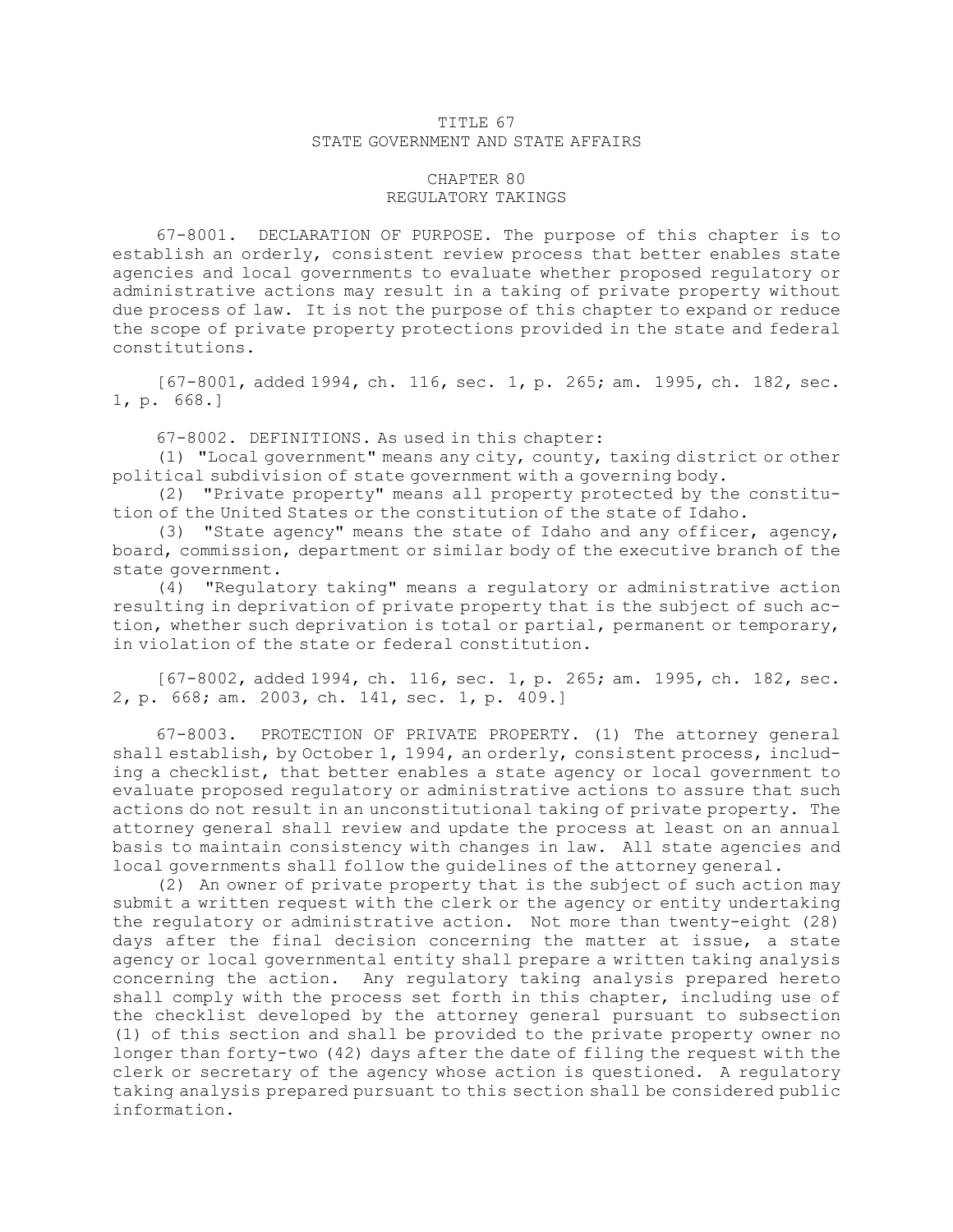# TITLE 67
# STATE GOVERNMENT AND STATE AFFAIRS

## CHAPTER 80
## REGULATORY TAKINGS

67-8001. DECLARATION OF PURPOSE. The purpose of this chapter is to establish an orderly, consistent review process that better enables state agencies and local governments to evaluate whether proposed regulatory or administrative actions may result in a taking of private property without due process of law. It is not the purpose of this chapter to expand or reduce the scope of private property protections provided in the state and federal constitutions.

[67-8001, added 1994, ch. 116, sec. 1, p. 265; am. 1995, ch. 182, sec. 1, p. 668.]

67-8002. DEFINITIONS. As used in this chapter:

(1) "Local government" means any city, county, taxing district or other political subdivision of state government with a governing body.

(2) "Private property" means all property protected by the constitution of the United States or the constitution of the state of Idaho.

(3) "State agency" means the state of Idaho and any officer, agency, board, commission, department or similar body of the executive branch of the state government.

(4) "Regulatory taking" means a regulatory or administrative action resulting in deprivation of private property that is the subject of such action, whether such deprivation is total or partial, permanent or temporary, in violation of the state or federal constitution.

[67-8002, added 1994, ch. 116, sec. 1, p. 265; am. 1995, ch. 182, sec. 2, p. 668; am. 2003, ch. 141, sec. 1, p. 409.]

67-8003. PROTECTION OF PRIVATE PROPERTY. (1) The attorney general shall establish, by October 1, 1994, an orderly, consistent process, including a checklist, that better enables a state agency or local government to evaluate proposed regulatory or administrative actions to assure that such actions do not result in an unconstitutional taking of private property. The attorney general shall review and update the process at least on an annual basis to maintain consistency with changes in law. All state agencies and local governments shall follow the guidelines of the attorney general.

(2) An owner of private property that is the subject of such action may submit a written request with the clerk or the agency or entity undertaking the regulatory or administrative action. Not more than twenty-eight (28) days after the final decision concerning the matter at issue, a state agency or local governmental entity shall prepare a written taking analysis concerning the action. Any regulatory taking analysis prepared hereto shall comply with the process set forth in this chapter, including use of the checklist developed by the attorney general pursuant to subsection (1) of this section and shall be provided to the private property owner no longer than forty-two (42) days after the date of filing the request with the clerk or secretary of the agency whose action is questioned. A regulatory taking analysis prepared pursuant to this section shall be considered public information.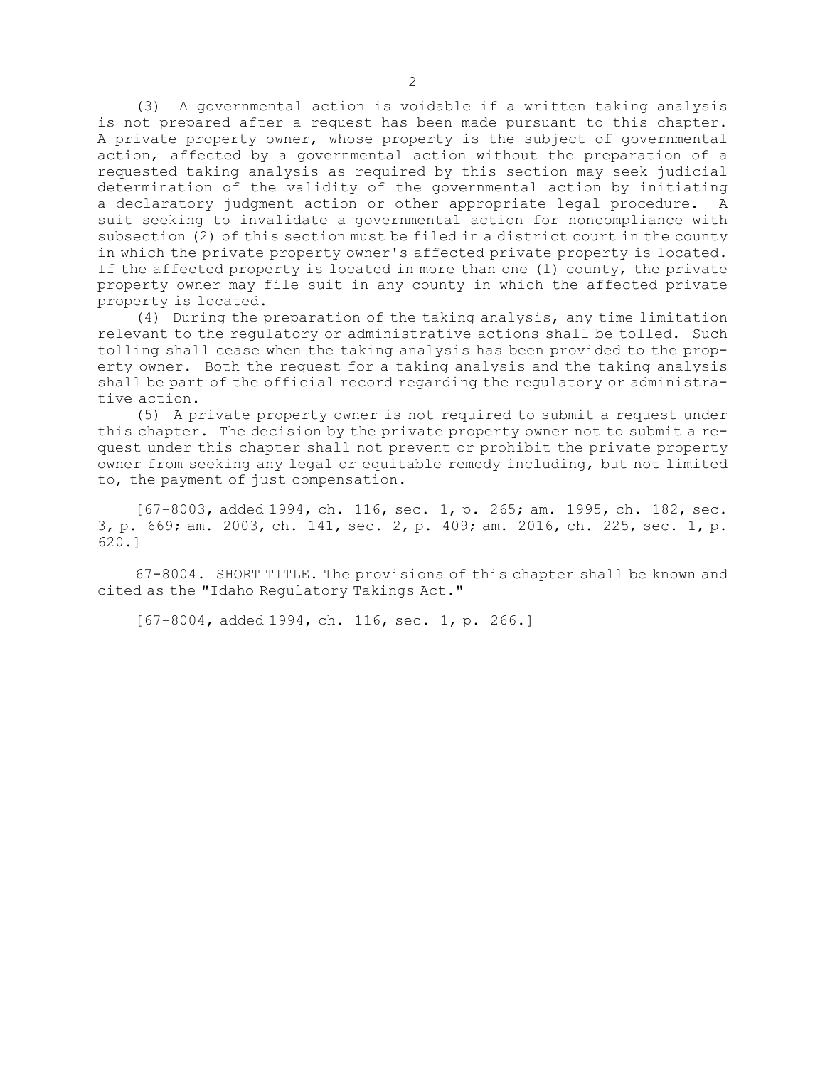(3) A governmental action is voidable if a written taking analysis is not prepared after a request has been made pursuant to this chapter. A private property owner, whose property is the subject of governmental action, affected by a governmental action without the preparation of a requested taking analysis as required by this section may seek judicial determination of the validity of the governmental action by initiating a declaratory judgment action or other appropriate legal procedure. A suit seeking to invalidate a governmental action for noncompliance with subsection (2) of this section must be filed in a district court in the county in which the private property owner's affected private property is located. If the affected property is located in more than one (1) county, the private property owner may file suit in any county in which the affected private property is located.

(4) During the preparation of the taking analysis, any time limitation relevant to the regulatory or administrative actions shall be tolled. Such tolling shall cease when the taking analysis has been provided to the property owner. Both the request for a taking analysis and the taking analysis shall be part of the official record regarding the regulatory or administrative action.

(5) A private property owner is not required to submit a request under this chapter. The decision by the private property owner not to submit a request under this chapter shall not prevent or prohibit the private property owner from seeking any legal or equitable remedy including, but not limited to, the payment of just compensation.

[67-8003, added 1994, ch. 116, sec. 1, p. 265; am. 1995, ch. 182, sec. 3, p. 669; am. 2003, ch. 141, sec. 2, p. 409; am. 2016, ch. 225, sec. 1, p. 620.]

67-8004. SHORT TITLE. The provisions of this chapter shall be known and cited as the "Idaho Regulatory Takings Act."

[67-8004, added 1994, ch. 116, sec. 1, p. 266.]